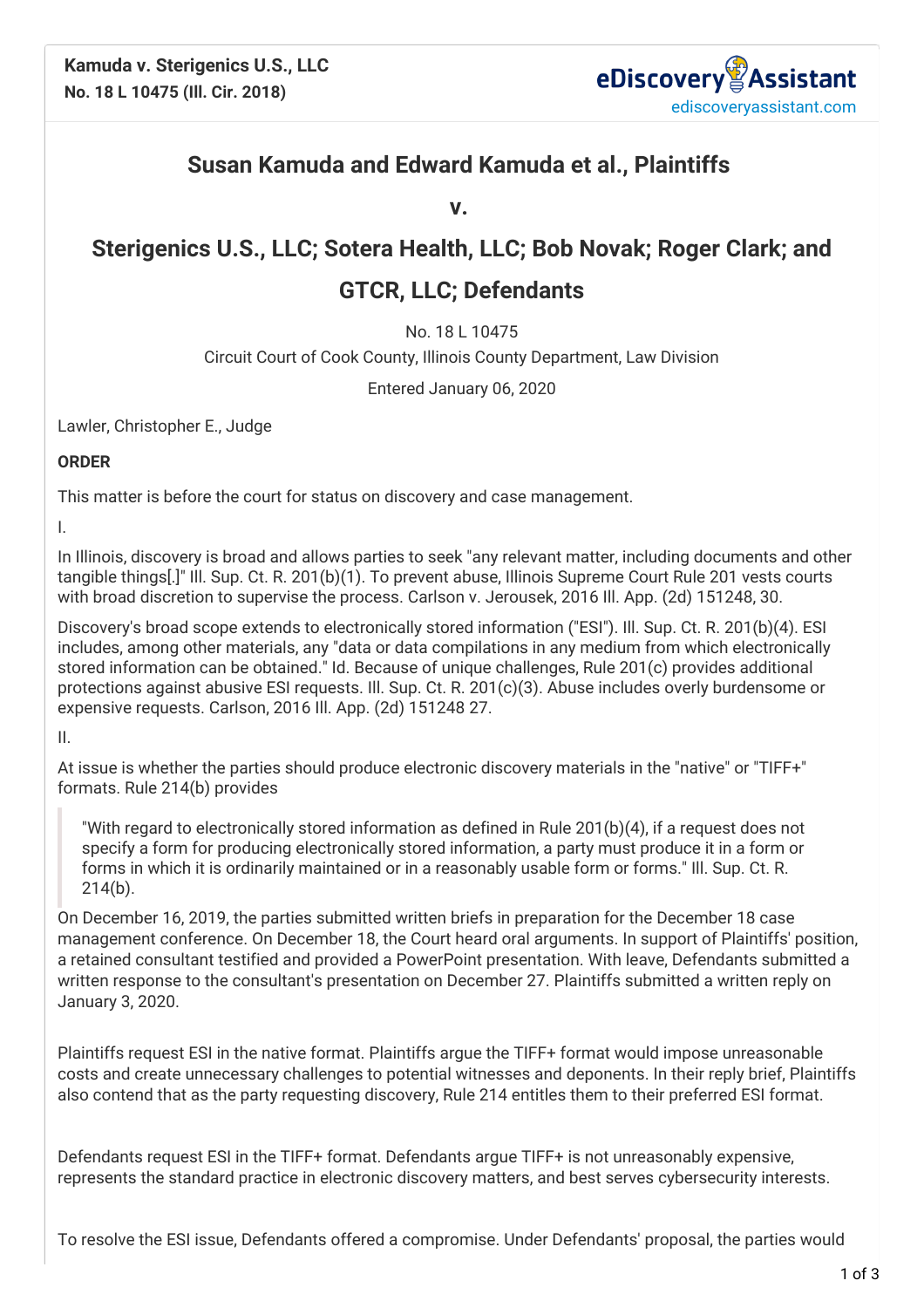**Kamuda v. Sterigenics U.S., LLC**
**No. 18 L 10475 (Ill. Cir. 2018)**

## Susan Kamuda and Edward Kamuda et al., Plaintiffs

## v.

## Sterigenics U.S., LLC; Sotera Health, LLC; Bob Novak; Roger Clark; and GTCR, LLC; Defendants

No. 18 L 10475

Circuit Court of Cook County, Illinois County Department, Law Division

Entered January 06, 2020

Lawler, Christopher E., Judge

**ORDER**

This matter is before the court for status on discovery and case management.

I.

In Illinois, discovery is broad and allows parties to seek "any relevant matter, including documents and other tangible things[.]" Ill. Sup. Ct. R. 201(b)(1). To prevent abuse, Illinois Supreme Court Rule 201 vests courts with broad discretion to supervise the process. Carlson v. Jerousek, 2016 Ill. App. (2d) 151248, 30.

Discovery's broad scope extends to electronically stored information ("ESI"). Ill. Sup. Ct. R. 201(b)(4). ESI includes, among other materials, any "data or data compilations in any medium from which electronically stored information can be obtained." Id. Because of unique challenges, Rule 201(c) provides additional protections against abusive ESI requests. Ill. Sup. Ct. R. 201(c)(3). Abuse includes overly burdensome or expensive requests. Carlson, 2016 Ill. App. (2d) 151248 27.

II.

At issue is whether the parties should produce electronic discovery materials in the "native" or "TIFF+" formats. Rule 214(b) provides

> "With regard to electronically stored information as defined in Rule 201(b)(4), if a request does not specify a form for producing electronically stored information, a party must produce it in a form or forms in which it is ordinarily maintained or in a reasonably usable form or forms." Ill. Sup. Ct. R. 214(b).

On December 16, 2019, the parties submitted written briefs in preparation for the December 18 case management conference. On December 18, the Court heard oral arguments. In support of Plaintiffs' position, a retained consultant testified and provided a PowerPoint presentation. With leave, Defendants submitted a written response to the consultant's presentation on December 27. Plaintiffs submitted a written reply on January 3, 2020.

Plaintiffs request ESI in the native format. Plaintiffs argue the TIFF+ format would impose unreasonable costs and create unnecessary challenges to potential witnesses and deponents. In their reply brief, Plaintiffs also contend that as the party requesting discovery, Rule 214 entitles them to their preferred ESI format.

Defendants request ESI in the TIFF+ format. Defendants argue TIFF+ is not unreasonably expensive, represents the standard practice in electronic discovery matters, and best serves cybersecurity interests.

To resolve the ESI issue, Defendants offered a compromise. Under Defendants' proposal, the parties would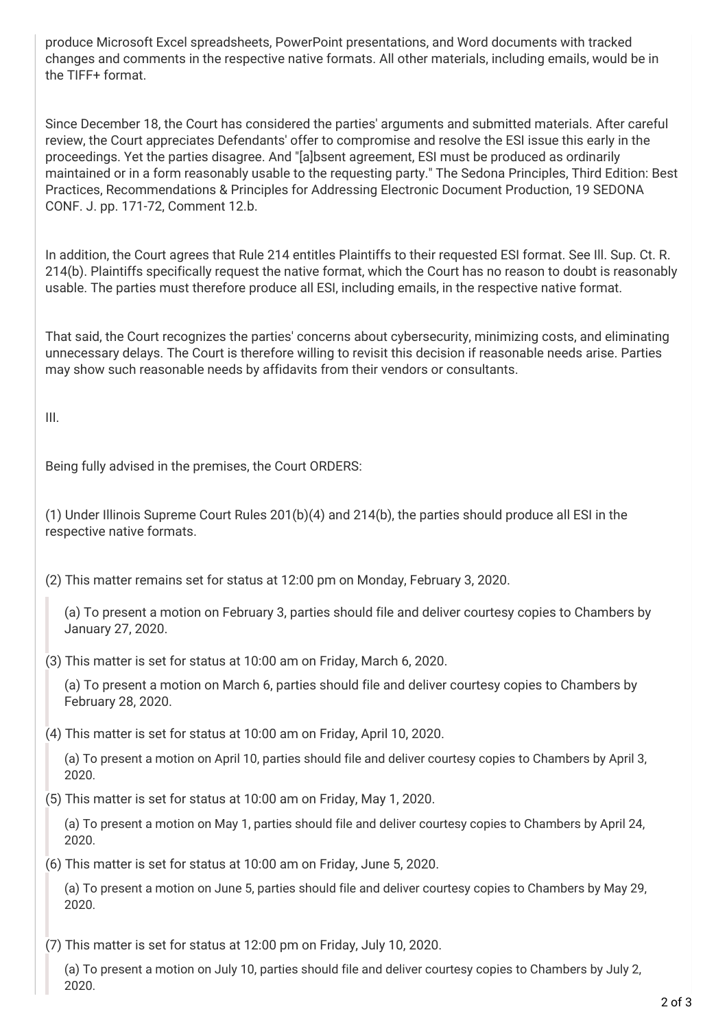produce Microsoft Excel spreadsheets, PowerPoint presentations, and Word documents with tracked changes and comments in the respective native formats. All other materials, including emails, would be in the TIFF+ format.

Since December 18, the Court has considered the parties' arguments and submitted materials. After careful review, the Court appreciates Defendants' offer to compromise and resolve the ESI issue this early in the proceedings. Yet the parties disagree. And "[a]bsent agreement, ESI must be produced as ordinarily maintained or in a form reasonably usable to the requesting party." The Sedona Principles, Third Edition: Best Practices, Recommendations & Principles for Addressing Electronic Document Production, 19 SEDONA CONF. J. pp. 171-72, Comment 12.b.

In addition, the Court agrees that Rule 214 entitles Plaintiffs to their requested ESI format. See Ill. Sup. Ct. R. 214(b). Plaintiffs specifically request the native format, which the Court has no reason to doubt is reasonably usable. The parties must therefore produce all ESI, including emails, in the respective native format.

That said, the Court recognizes the parties' concerns about cybersecurity, minimizing costs, and eliminating unnecessary delays. The Court is therefore willing to revisit this decision if reasonable needs arise. Parties may show such reasonable needs by affidavits from their vendors or consultants.

III.

Being fully advised in the premises, the Court ORDERS:

(1) Under Illinois Supreme Court Rules 201(b)(4) and 214(b), the parties should produce all ESI in the respective native formats.

(2) This matter remains set for status at 12:00 pm on Monday, February 3, 2020.

> (a) To present a motion on February 3, parties should file and deliver courtesy copies to Chambers by January 27, 2020.

(3) This matter is set for status at 10:00 am on Friday, March 6, 2020.

> (a) To present a motion on March 6, parties should file and deliver courtesy copies to Chambers by February 28, 2020.

(4) This matter is set for status at 10:00 am on Friday, April 10, 2020.

> (a) To present a motion on April 10, parties should file and deliver courtesy copies to Chambers by April 3, 2020.

(5) This matter is set for status at 10:00 am on Friday, May 1, 2020.

> (a) To present a motion on May 1, parties should file and deliver courtesy copies to Chambers by April 24, 2020.

(6) This matter is set for status at 10:00 am on Friday, June 5, 2020.

> (a) To present a motion on June 5, parties should file and deliver courtesy copies to Chambers by May 29, 2020.

(7) This matter is set for status at 12:00 pm on Friday, July 10, 2020.

> (a) To present a motion on July 10, parties should file and deliver courtesy copies to Chambers by July 2, 2020.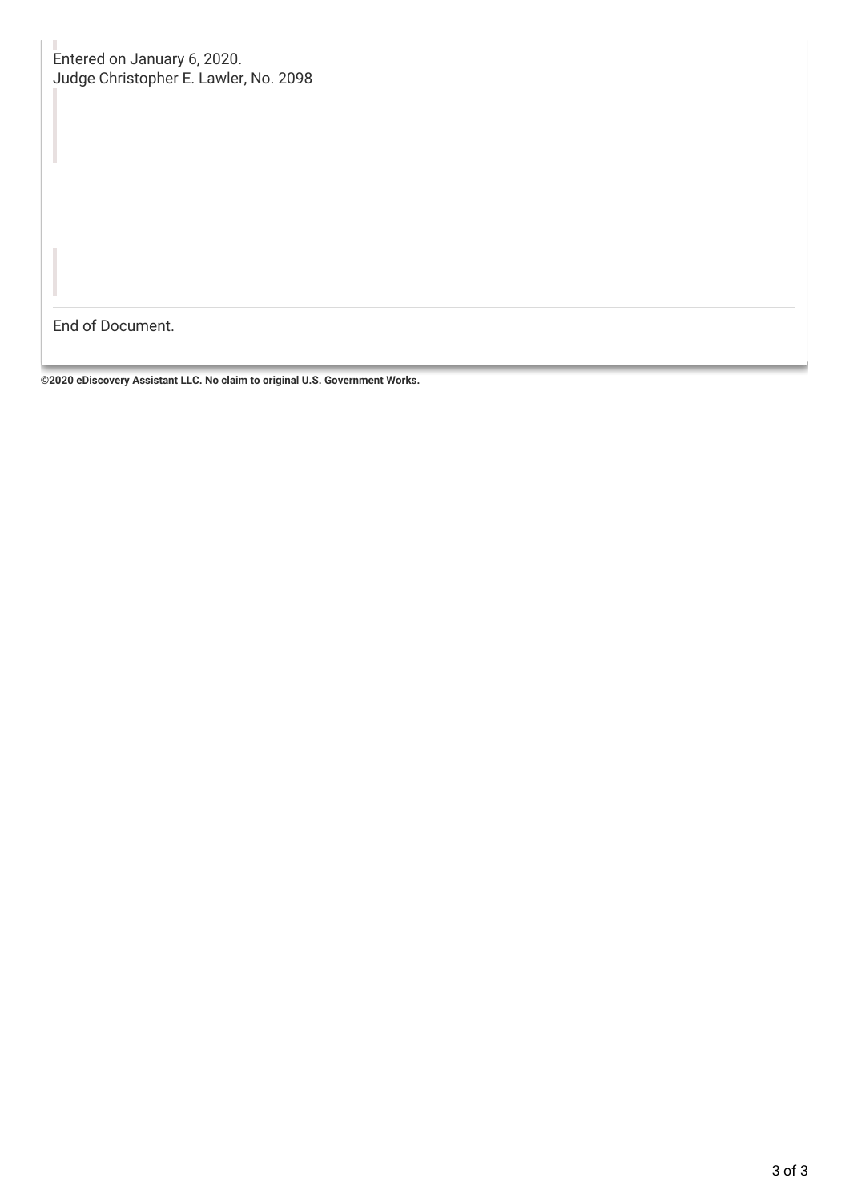Entered on January 6, 2020.
Judge Christopher E. Lawler, No. 2098

---

End of Document.

**©2020 eDiscovery Assistant LLC. No claim to original U.S. Government Works.**